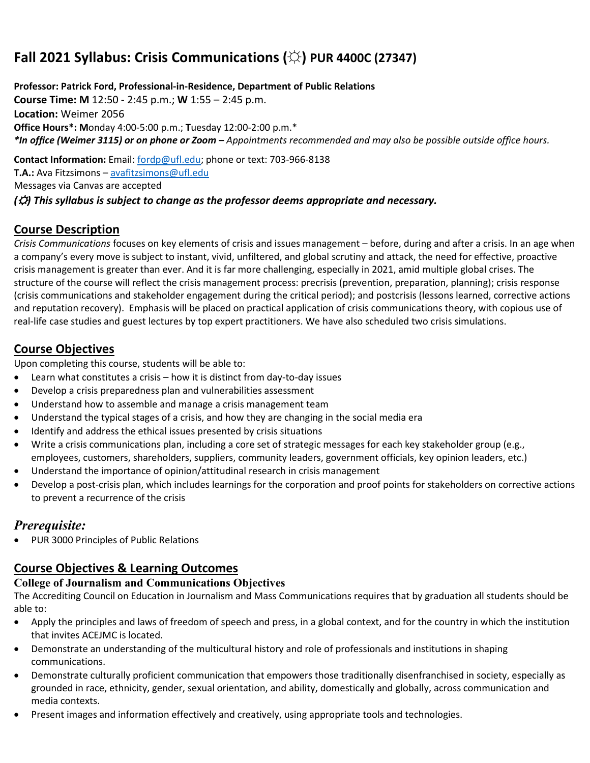# Fall 2021 Syllabus: Crisis Communications (☼) PUR 4400C (27347)

**Professor: Patrick Ford, Professional-in-Residence, Department of Public Relations**
**Course Time: M** 12:50 - 2:45 p.m.; **W** 1:55 – 2:45 p.m.
**Location:** Weimer 2056
**Office Hours*: M**onday 4:00-5:00 p.m.; **T**uesday 12:00-2:00 p.m.*
***In office (Weimer 3115) or on phone or Zoom –** *Appointments recommended and may also be possible outside office hours.*

**Contact Information:** Email: fordp@ufl.edu; phone or text: 703-966-8138
**T.A.:** Ava Fitzsimons – avafitzsimons@ufl.edu
Messages via Canvas are accepted
***(☼) This syllabus is subject to change as the professor deems appropriate and necessary.***

## Course Description

*Crisis Communications* focuses on key elements of crisis and issues management – before, during and after a crisis. In an age when a company's every move is subject to instant, vivid, unfiltered, and global scrutiny and attack, the need for effective, proactive crisis management is greater than ever. And it is far more challenging, especially in 2021, amid multiple global crises. The structure of the course will reflect the crisis management process: precrisis (prevention, preparation, planning); crisis response (crisis communications and stakeholder engagement during the critical period); and postcrisis (lessons learned, corrective actions and reputation recovery). Emphasis will be placed on practical application of crisis communications theory, with copious use of real-life case studies and guest lectures by top expert practitioners. We have also scheduled two crisis simulations.

## Course Objectives

Upon completing this course, students will be able to:

- Learn what constitutes a crisis – how it is distinct from day-to-day issues
- Develop a crisis preparedness plan and vulnerabilities assessment
- Understand how to assemble and manage a crisis management team
- Understand the typical stages of a crisis, and how they are changing in the social media era
- Identify and address the ethical issues presented by crisis situations
- Write a crisis communications plan, including a core set of strategic messages for each key stakeholder group (e.g., employees, customers, shareholders, suppliers, community leaders, government officials, key opinion leaders, etc.)
- Understand the importance of opinion/attitudinal research in crisis management
- Develop a post-crisis plan, which includes learnings for the corporation and proof points for stakeholders on corrective actions to prevent a recurrence of the crisis

### *Prerequisite:*

- PUR 3000 Principles of Public Relations

## Course Objectives & Learning Outcomes

### College of Journalism and Communications Objectives

The Accrediting Council on Education in Journalism and Mass Communications requires that by graduation all students should be able to:

- Apply the principles and laws of freedom of speech and press, in a global context, and for the country in which the institution that invites ACEJMC is located.
- Demonstrate an understanding of the multicultural history and role of professionals and institutions in shaping communications.
- Demonstrate culturally proficient communication that empowers those traditionally disenfranchised in society, especially as grounded in race, ethnicity, gender, sexual orientation, and ability, domestically and globally, across communication and media contexts.
- Present images and information effectively and creatively, using appropriate tools and technologies.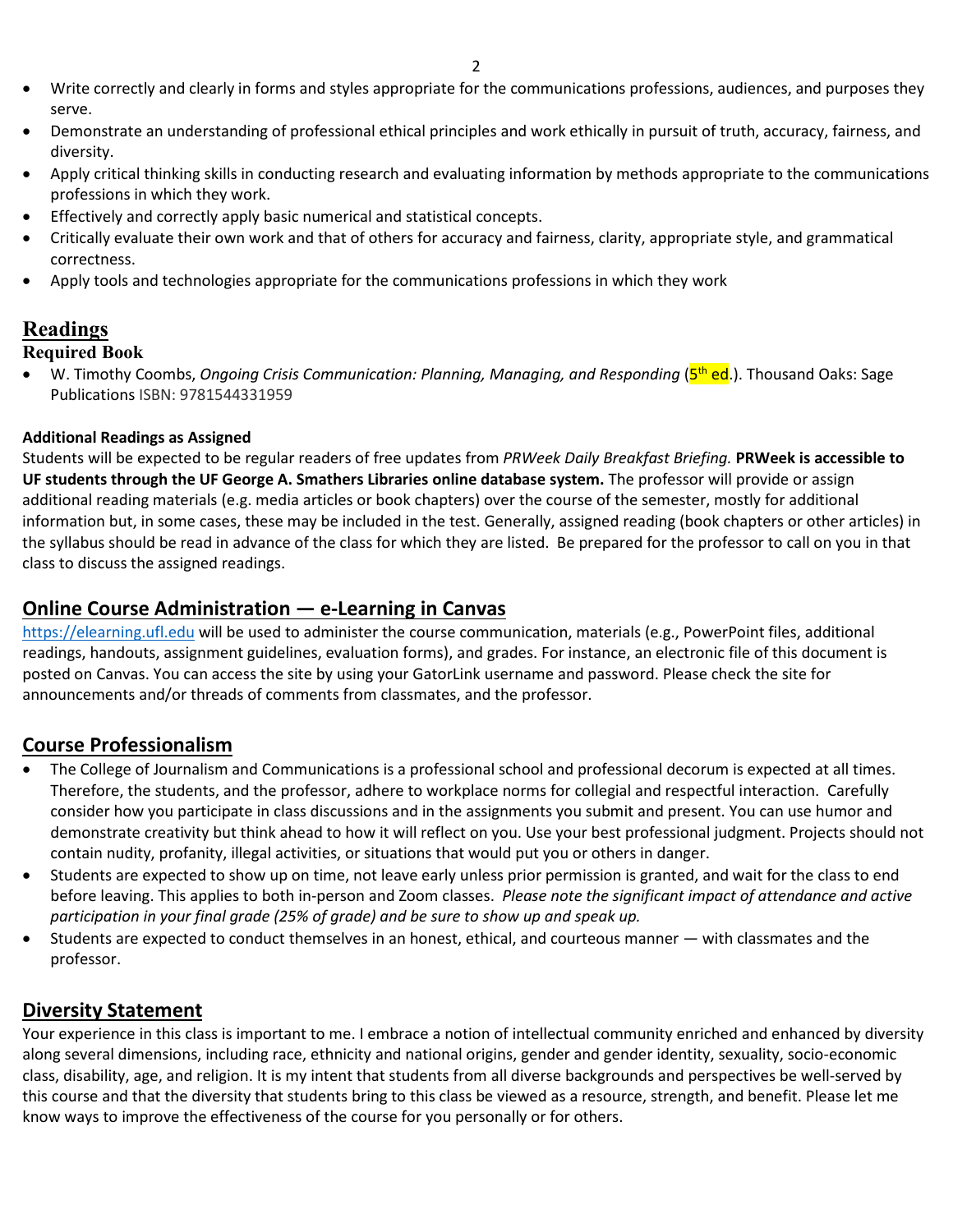- Write correctly and clearly in forms and styles appropriate for the communications professions, audiences, and purposes they serve.
- Demonstrate an understanding of professional ethical principles and work ethically in pursuit of truth, accuracy, fairness, and diversity.
- Apply critical thinking skills in conducting research and evaluating information by methods appropriate to the communications professions in which they work.
- Effectively and correctly apply basic numerical and statistical concepts.
- Critically evaluate their own work and that of others for accuracy and fairness, clarity, appropriate style, and grammatical correctness.
- Apply tools and technologies appropriate for the communications professions in which they work

## Readings

### Required Book

- W. Timothy Coombs, *Ongoing Crisis Communication: Planning, Managing, and Responding* (5th ed.). Thousand Oaks: Sage Publications ISBN: 9781544331959

**Additional Readings as Assigned**

Students will be expected to be regular readers of free updates from *PRWeek Daily Breakfast Briefing.* **PRWeek is accessible to UF students through the UF George A. Smathers Libraries online database system.** The professor will provide or assign additional reading materials (e.g. media articles or book chapters) over the course of the semester, mostly for additional information but, in some cases, these may be included in the test. Generally, assigned reading (book chapters or other articles) in the syllabus should be read in advance of the class for which they are listed. Be prepared for the professor to call on you in that class to discuss the assigned readings.

## Online Course Administration — e-Learning in Canvas

https://elearning.ufl.edu will be used to administer the course communication, materials (e.g., PowerPoint files, additional readings, handouts, assignment guidelines, evaluation forms), and grades. For instance, an electronic file of this document is posted on Canvas. You can access the site by using your GatorLink username and password. Please check the site for announcements and/or threads of comments from classmates, and the professor.

## Course Professionalism

- The College of Journalism and Communications is a professional school and professional decorum is expected at all times. Therefore, the students, and the professor, adhere to workplace norms for collegial and respectful interaction. Carefully consider how you participate in class discussions and in the assignments you submit and present. You can use humor and demonstrate creativity but think ahead to how it will reflect on you. Use your best professional judgment. Projects should not contain nudity, profanity, illegal activities, or situations that would put you or others in danger.
- Students are expected to show up on time, not leave early unless prior permission is granted, and wait for the class to end before leaving. This applies to both in-person and Zoom classes. *Please note the significant impact of attendance and active participation in your final grade (25% of grade) and be sure to show up and speak up.*
- Students are expected to conduct themselves in an honest, ethical, and courteous manner — with classmates and the professor.

## Diversity Statement

Your experience in this class is important to me. I embrace a notion of intellectual community enriched and enhanced by diversity along several dimensions, including race, ethnicity and national origins, gender and gender identity, sexuality, socio-economic class, disability, age, and religion. It is my intent that students from all diverse backgrounds and perspectives be well-served by this course and that the diversity that students bring to this class be viewed as a resource, strength, and benefit. Please let me know ways to improve the effectiveness of the course for you personally or for others.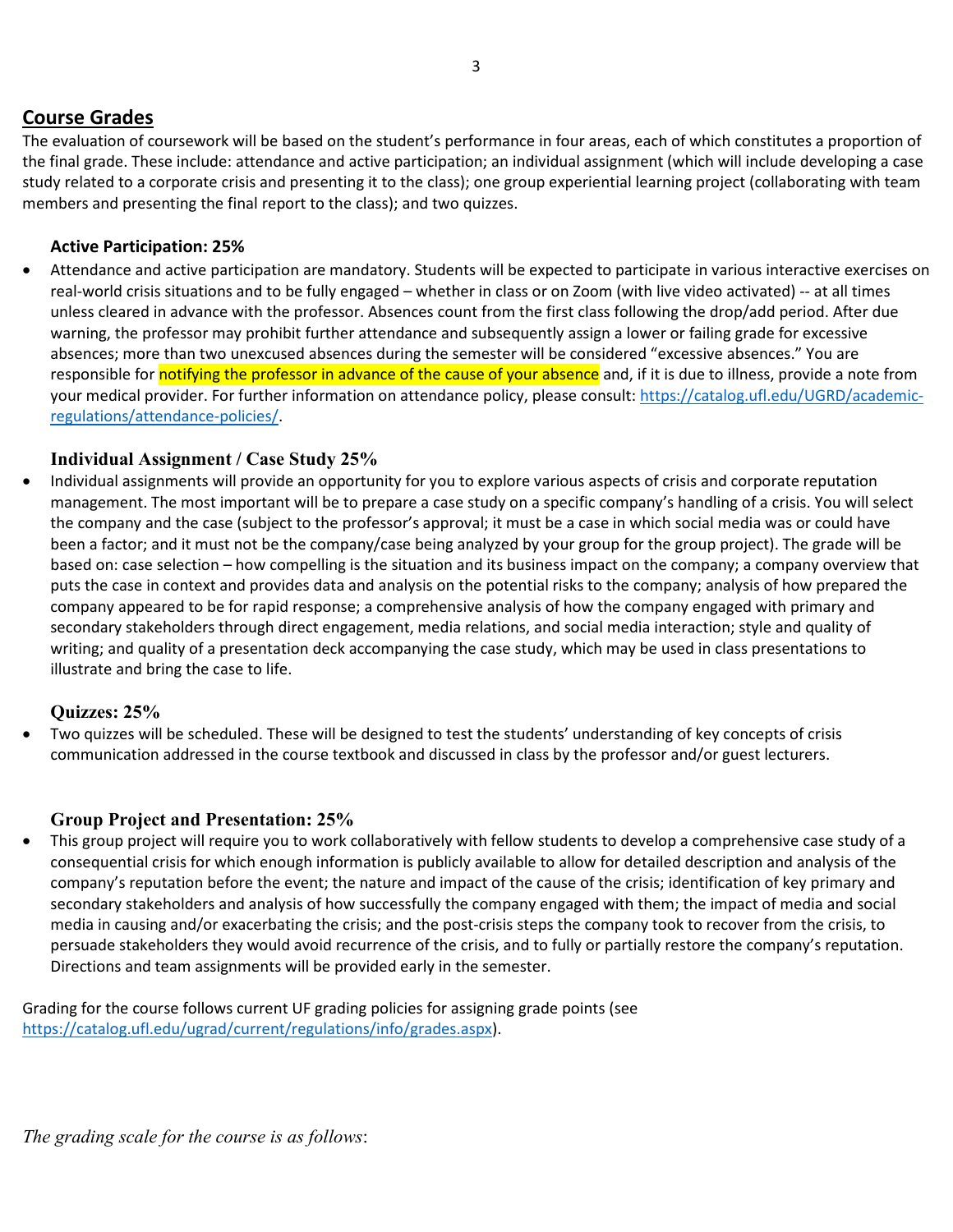## Course Grades

The evaluation of coursework will be based on the student's performance in four areas, each of which constitutes a proportion of the final grade. These include: attendance and active participation; an individual assignment (which will include developing a case study related to a corporate crisis and presenting it to the class); one group experiential learning project (collaborating with team members and presenting the final report to the class); and two quizzes.

### Active Participation: 25%

- Attendance and active participation are mandatory. Students will be expected to participate in various interactive exercises on real-world crisis situations and to be fully engaged – whether in class or on Zoom (with live video activated) -- at all times unless cleared in advance with the professor. Absences count from the first class following the drop/add period. After due warning, the professor may prohibit further attendance and subsequently assign a lower or failing grade for excessive absences; more than two unexcused absences during the semester will be considered "excessive absences." You are responsible for notifying the professor in advance of the cause of your absence and, if it is due to illness, provide a note from your medical provider. For further information on attendance policy, please consult: https://catalog.ufl.edu/UGRD/academic-regulations/attendance-policies/.

### Individual Assignment / Case Study 25%

- Individual assignments will provide an opportunity for you to explore various aspects of crisis and corporate reputation management. The most important will be to prepare a case study on a specific company's handling of a crisis. You will select the company and the case (subject to the professor's approval; it must be a case in which social media was or could have been a factor; and it must not be the company/case being analyzed by your group for the group project). The grade will be based on: case selection – how compelling is the situation and its business impact on the company; a company overview that puts the case in context and provides data and analysis on the potential risks to the company; analysis of how prepared the company appeared to be for rapid response; a comprehensive analysis of how the company engaged with primary and secondary stakeholders through direct engagement, media relations, and social media interaction; style and quality of writing; and quality of a presentation deck accompanying the case study, which may be used in class presentations to illustrate and bring the case to life.

### Quizzes: 25%

- Two quizzes will be scheduled. These will be designed to test the students' understanding of key concepts of crisis communication addressed in the course textbook and discussed in class by the professor and/or guest lecturers.

### Group Project and Presentation: 25%

- This group project will require you to work collaboratively with fellow students to develop a comprehensive case study of a consequential crisis for which enough information is publicly available to allow for detailed description and analysis of the company's reputation before the event; the nature and impact of the cause of the crisis; identification of key primary and secondary stakeholders and analysis of how successfully the company engaged with them; the impact of media and social media in causing and/or exacerbating the crisis; and the post-crisis steps the company took to recover from the crisis, to persuade stakeholders they would avoid recurrence of the crisis, and to fully or partially restore the company's reputation. Directions and team assignments will be provided early in the semester.

Grading for the course follows current UF grading policies for assigning grade points (see https://catalog.ufl.edu/ugrad/current/regulations/info/grades.aspx).

*The grading scale for the course is as follows*: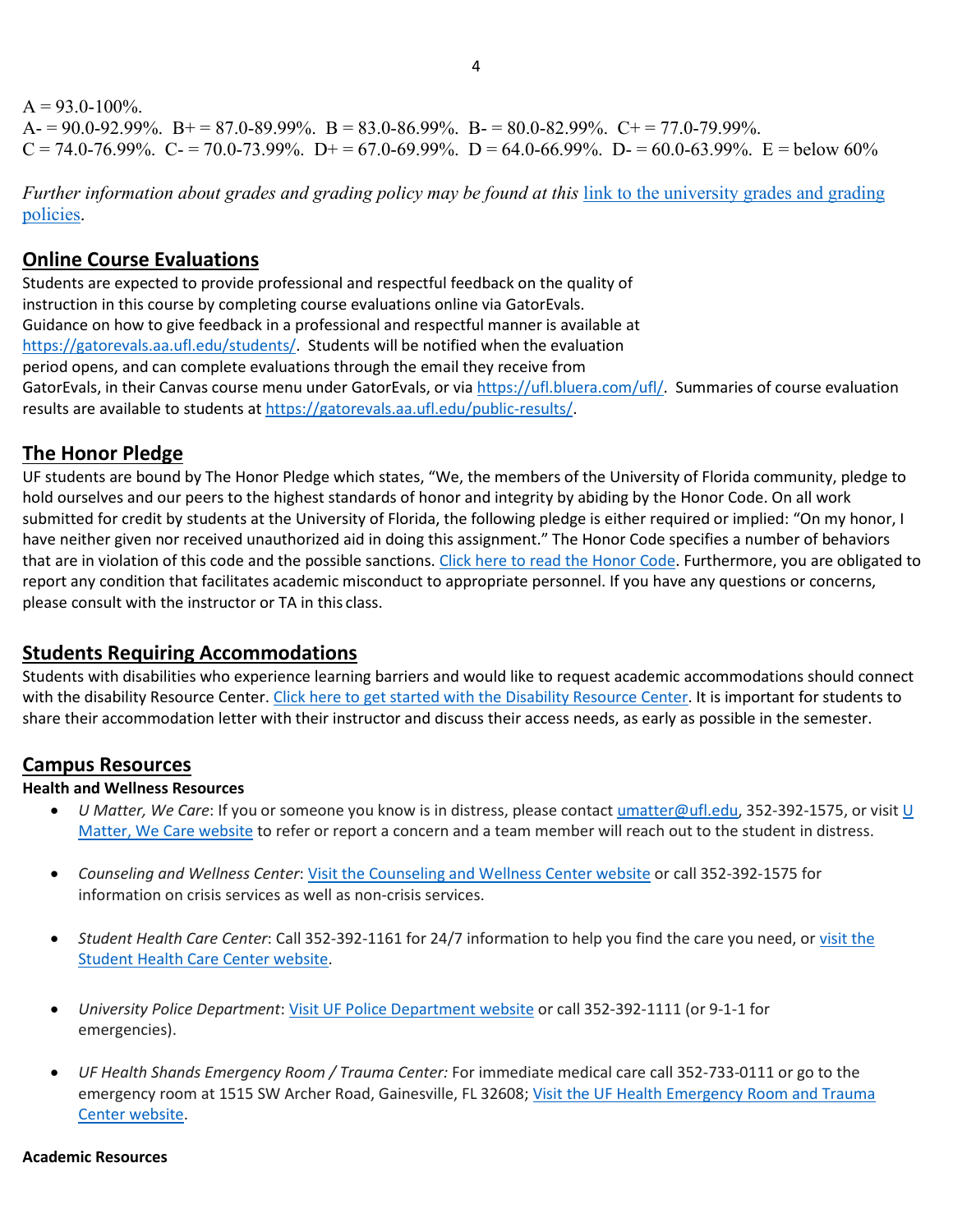A = 93.0-100%.
A- = 90.0-92.99%. B+ = 87.0-89.99%. B = 83.0-86.99%. B- = 80.0-82.99%. C+ = 77.0-79.99%.
C = 74.0-76.99%. C- = 70.0-73.99%. D+ = 67.0-69.99%. D = 64.0-66.99%. D- = 60.0-63.99%. E = below 60%

*Further information about grades and grading policy may be found at this* [link to the university grades and grading policies](#).

## Online Course Evaluations

Students are expected to provide professional and respectful feedback on the quality of instruction in this course by completing course evaluations online via GatorEvals. Guidance on how to give feedback in a professional and respectful manner is available at https://gatorevals.aa.ufl.edu/students/. Students will be notified when the evaluation period opens, and can complete evaluations through the email they receive from GatorEvals, in their Canvas course menu under GatorEvals, or via https://ufl.bluera.com/ufl/. Summaries of course evaluation results are available to students at https://gatorevals.aa.ufl.edu/public-results/.

## The Honor Pledge

UF students are bound by The Honor Pledge which states, "We, the members of the University of Florida community, pledge to hold ourselves and our peers to the highest standards of honor and integrity by abiding by the Honor Code. On all work submitted for credit by students at the University of Florida, the following pledge is either required or implied: "On my honor, I have neither given nor received unauthorized aid in doing this assignment." The Honor Code specifies a number of behaviors that are in violation of this code and the possible sanctions. [Click here to read the Honor Code](#). Furthermore, you are obligated to report any condition that facilitates academic misconduct to appropriate personnel. If you have any questions or concerns, please consult with the instructor or TA in this class.

## Students Requiring Accommodations

Students with disabilities who experience learning barriers and would like to request academic accommodations should connect with the disability Resource Center. [Click here to get started with the Disability Resource Center](#). It is important for students to share their accommodation letter with their instructor and discuss their access needs, as early as possible in the semester.

## Campus Resources

**Health and Wellness Resources**

- *U Matter, We Care*: If you or someone you know is in distress, please contact umatter@ufl.edu, 352-392-1575, or visit [U Matter, We Care website](#) to refer or report a concern and a team member will reach out to the student in distress.

- *Counseling and Wellness Center*: [Visit the Counseling and Wellness Center website](#) or call 352-392-1575 for information on crisis services as well as non-crisis services.

- *Student Health Care Center*: Call 352-392-1161 for 24/7 information to help you find the care you need, or [visit the Student Health Care Center website](#).

- *University Police Department*: [Visit UF Police Department website](#) or call 352-392-1111 (or 9-1-1 for emergencies).

- *UF Health Shands Emergency Room / Trauma Center:* For immediate medical care call 352-733-0111 or go to the emergency room at 1515 SW Archer Road, Gainesville, FL 32608; [Visit the UF Health Emergency Room and Trauma Center website](#).

**Academic Resources**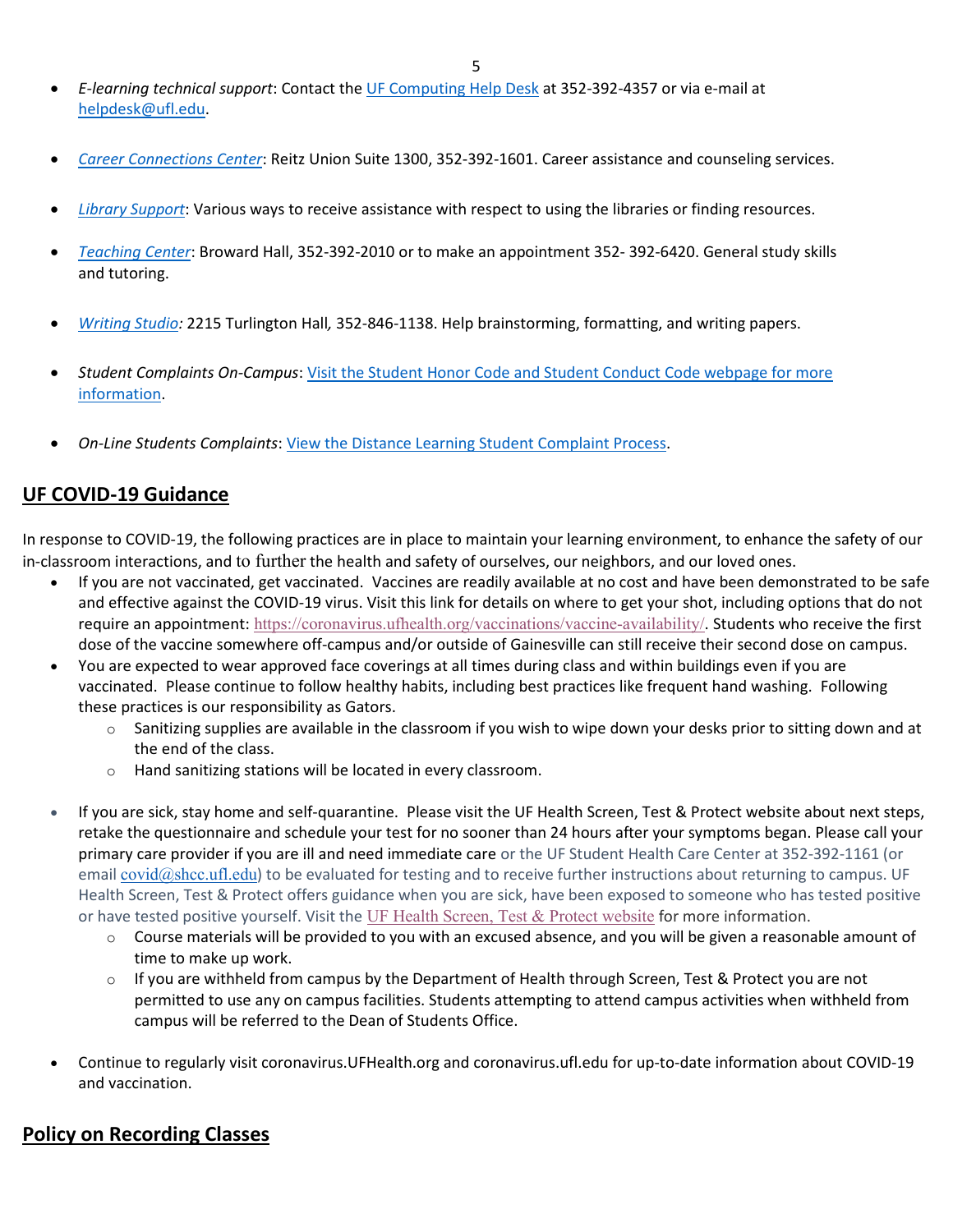- *E-learning technical support*: Contact the UF Computing Help Desk at 352-392-4357 or via e-mail at helpdesk@ufl.edu.

- *Career Connections Center*: Reitz Union Suite 1300, 352-392-1601. Career assistance and counseling services.

- *Library Support*: Various ways to receive assistance with respect to using the libraries or finding resources.

- *Teaching Center*: Broward Hall, 352-392-2010 or to make an appointment 352- 392-6420. General study skills and tutoring.

- *Writing Studio:* 2215 Turlington Hall*,* 352-846-1138. Help brainstorming, formatting, and writing papers.

- *Student Complaints On-Campus*: Visit the Student Honor Code and Student Conduct Code webpage for more information.

- *On-Line Students Complaints*: View the Distance Learning Student Complaint Process.

## UF COVID-19 Guidance

In response to COVID-19, the following practices are in place to maintain your learning environment, to enhance the safety of our in-classroom interactions, and to further the health and safety of ourselves, our neighbors, and our loved ones.

- If you are not vaccinated, get vaccinated. Vaccines are readily available at no cost and have been demonstrated to be safe and effective against the COVID-19 virus. Visit this link for details on where to get your shot, including options that do not require an appointment: https://coronavirus.ufhealth.org/vaccinations/vaccine-availability/. Students who receive the first dose of the vaccine somewhere off-campus and/or outside of Gainesville can still receive their second dose on campus.
- You are expected to wear approved face coverings at all times during class and within buildings even if you are vaccinated. Please continue to follow healthy habits, including best practices like frequent hand washing. Following these practices is our responsibility as Gators.
  - Sanitizing supplies are available in the classroom if you wish to wipe down your desks prior to sitting down and at the end of the class.
  - Hand sanitizing stations will be located in every classroom.

- If you are sick, stay home and self-quarantine. Please visit the UF Health Screen, Test & Protect website about next steps, retake the questionnaire and schedule your test for no sooner than 24 hours after your symptoms began. Please call your primary care provider if you are ill and need immediate care or the UF Student Health Care Center at 352-392-1161 (or email covid@shcc.ufl.edu) to be evaluated for testing and to receive further instructions about returning to campus. UF Health Screen, Test & Protect offers guidance when you are sick, have been exposed to someone who has tested positive or have tested positive yourself. Visit the UF Health Screen, Test & Protect website for more information.
  - Course materials will be provided to you with an excused absence, and you will be given a reasonable amount of time to make up work.
  - If you are withheld from campus by the Department of Health through Screen, Test & Protect you are not permitted to use any on campus facilities. Students attempting to attend campus activities when withheld from campus will be referred to the Dean of Students Office.

- Continue to regularly visit coronavirus.UFHealth.org and coronavirus.ufl.edu for up-to-date information about COVID-19 and vaccination.

## Policy on Recording Classes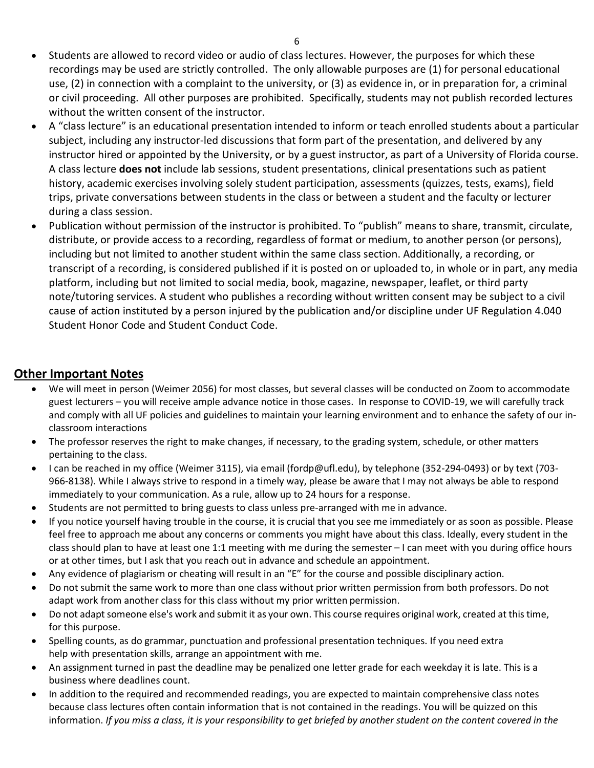- Students are allowed to record video or audio of class lectures. However, the purposes for which these recordings may be used are strictly controlled. The only allowable purposes are (1) for personal educational use, (2) in connection with a complaint to the university, or (3) as evidence in, or in preparation for, a criminal or civil proceeding. All other purposes are prohibited. Specifically, students may not publish recorded lectures without the written consent of the instructor.
- A "class lecture" is an educational presentation intended to inform or teach enrolled students about a particular subject, including any instructor-led discussions that form part of the presentation, and delivered by any instructor hired or appointed by the University, or by a guest instructor, as part of a University of Florida course. A class lecture **does not** include lab sessions, student presentations, clinical presentations such as patient history, academic exercises involving solely student participation, assessments (quizzes, tests, exams), field trips, private conversations between students in the class or between a student and the faculty or lecturer during a class session.
- Publication without permission of the instructor is prohibited. To "publish" means to share, transmit, circulate, distribute, or provide access to a recording, regardless of format or medium, to another person (or persons), including but not limited to another student within the same class section. Additionally, a recording, or transcript of a recording, is considered published if it is posted on or uploaded to, in whole or in part, any media platform, including but not limited to social media, book, magazine, newspaper, leaflet, or third party note/tutoring services. A student who publishes a recording without written consent may be subject to a civil cause of action instituted by a person injured by the publication and/or discipline under UF Regulation 4.040 Student Honor Code and Student Conduct Code.

## Other Important Notes

- We will meet in person (Weimer 2056) for most classes, but several classes will be conducted on Zoom to accommodate guest lecturers – you will receive ample advance notice in those cases. In response to COVID-19, we will carefully track and comply with all UF policies and guidelines to maintain your learning environment and to enhance the safety of our in-classroom interactions
- The professor reserves the right to make changes, if necessary, to the grading system, schedule, or other matters pertaining to the class.
- I can be reached in my office (Weimer 3115), via email (fordp@ufl.edu), by telephone (352-294-0493) or by text (703-966-8138). While I always strive to respond in a timely way, please be aware that I may not always be able to respond immediately to your communication. As a rule, allow up to 24 hours for a response.
- Students are not permitted to bring guests to class unless pre-arranged with me in advance.
- If you notice yourself having trouble in the course, it is crucial that you see me immediately or as soon as possible. Please feel free to approach me about any concerns or comments you might have about this class. Ideally, every student in the class should plan to have at least one 1:1 meeting with me during the semester – I can meet with you during office hours or at other times, but I ask that you reach out in advance and schedule an appointment.
- Any evidence of plagiarism or cheating will result in an "E" for the course and possible disciplinary action.
- Do not submit the same work to more than one class without prior written permission from both professors. Do not adapt work from another class for this class without my prior written permission.
- Do not adapt someone else's work and submit it as your own. This course requires original work, created at this time, for this purpose.
- Spelling counts, as do grammar, punctuation and professional presentation techniques. If you need extra help with presentation skills, arrange an appointment with me.
- An assignment turned in past the deadline may be penalized one letter grade for each weekday it is late. This is a business where deadlines count.
- In addition to the required and recommended readings, you are expected to maintain comprehensive class notes because class lectures often contain information that is not contained in the readings. You will be quizzed on this information. *If you miss a class, it is your responsibility to get briefed by another student on the content covered in the*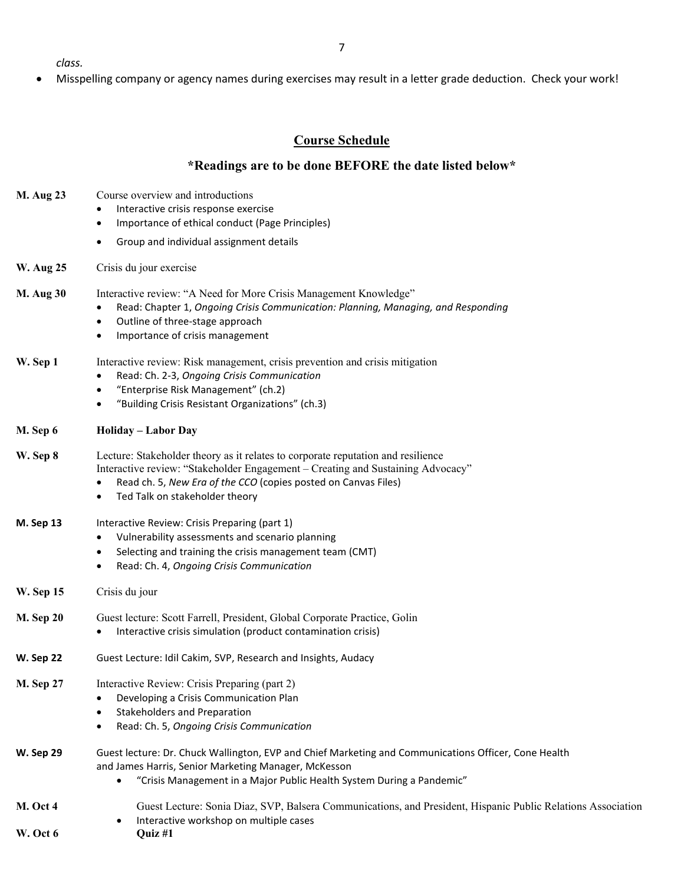*class.*

- Misspelling company or agency names during exercises may result in a letter grade deduction. Check your work!

## Course Schedule

### *Readings are to be done BEFORE the date listed below*

**M. Aug 23** Course overview and introductions
- Interactive crisis response exercise
- Importance of ethical conduct (Page Principles)
- Group and individual assignment details

**W. Aug 25** Crisis du jour exercise

**M. Aug 30** Interactive review: "A Need for More Crisis Management Knowledge"
- Read: Chapter 1, *Ongoing Crisis Communication: Planning, Managing, and Responding*
- Outline of three-stage approach
- Importance of crisis management

**W. Sep 1** Interactive review: Risk management, crisis prevention and crisis mitigation
- Read: Ch. 2-3, *Ongoing Crisis Communication*
- "Enterprise Risk Management" (ch.2)
- "Building Crisis Resistant Organizations" (ch.3)

**M. Sep 6** **Holiday – Labor Day**

**W. Sep 8** Lecture: Stakeholder theory as it relates to corporate reputation and resilience
Interactive review: "Stakeholder Engagement – Creating and Sustaining Advocacy"
- Read ch. 5, *New Era of the CCO* (copies posted on Canvas Files)
- Ted Talk on stakeholder theory

**M. Sep 13** Interactive Review: Crisis Preparing (part 1)
- Vulnerability assessments and scenario planning
- Selecting and training the crisis management team (CMT)
- Read: Ch. 4, *Ongoing Crisis Communication*

**W. Sep 15** Crisis du jour

**M. Sep 20** Guest lecture: Scott Farrell, President, Global Corporate Practice, Golin
- Interactive crisis simulation (product contamination crisis)

**W. Sep 22** Guest Lecture: Idil Cakim, SVP, Research and Insights, Audacy

**M. Sep 27** Interactive Review: Crisis Preparing (part 2)
- Developing a Crisis Communication Plan
- Stakeholders and Preparation
- Read: Ch. 5, *Ongoing Crisis Communication*

**W. Sep 29** Guest lecture: Dr. Chuck Wallington, EVP and Chief Marketing and Communications Officer, Cone Health and James Harris, Senior Marketing Manager, McKesson
- "Crisis Management in a Major Public Health System During a Pandemic"

**M. Oct 4** Guest Lecture: Sonia Diaz, SVP, Balsera Communications, and President, Hispanic Public Relations Association
- Interactive workshop on multiple cases

**W. Oct 6** **Quiz #1**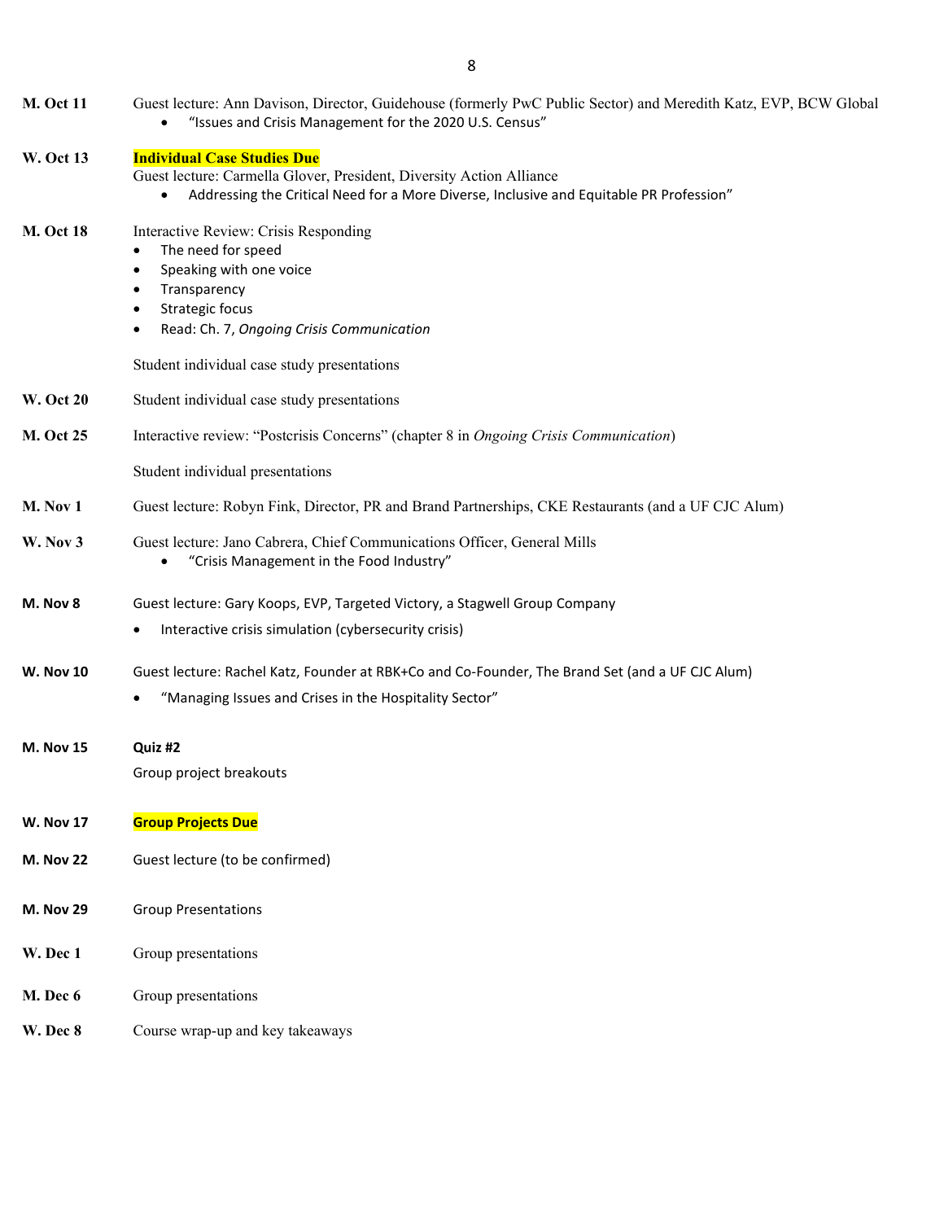**M. Oct 11** Guest lecture: Ann Davison, Director, Guidehouse (formerly PwC Public Sector) and Meredith Katz, EVP, BCW Global

- "Issues and Crisis Management for the 2020 U.S. Census"

**W. Oct 13** **Individual Case Studies Due**

Guest lecture: Carmella Glover, President, Diversity Action Alliance

- Addressing the Critical Need for a More Diverse, Inclusive and Equitable PR Profession"

**M. Oct 18** Interactive Review: Crisis Responding

- The need for speed
- Speaking with one voice
- Transparency
- Strategic focus
- Read: Ch. 7, *Ongoing Crisis Communication*

Student individual case study presentations

**W. Oct 20** Student individual case study presentations

**M. Oct 25** Interactive review: "Postcrisis Concerns" (chapter 8 in *Ongoing Crisis Communication*)

Student individual presentations

**M. Nov 1** Guest lecture: Robyn Fink, Director, PR and Brand Partnerships, CKE Restaurants (and a UF CJC Alum)

**W. Nov 3** Guest lecture: Jano Cabrera, Chief Communications Officer, General Mills

- "Crisis Management in the Food Industry"

**M. Nov 8** Guest lecture: Gary Koops, EVP, Targeted Victory, a Stagwell Group Company

- Interactive crisis simulation (cybersecurity crisis)

**W. Nov 10** Guest lecture: Rachel Katz, Founder at RBK+Co and Co-Founder, The Brand Set (and a UF CJC Alum)

- "Managing Issues and Crises in the Hospitality Sector"

**M. Nov 15** **Quiz #2**

Group project breakouts

**W. Nov 17** **Group Projects Due**

**M. Nov 22** Guest lecture (to be confirmed)

**M. Nov 29** Group Presentations

**W. Dec 1** Group presentations

**M. Dec 6** Group presentations

**W. Dec 8** Course wrap-up and key takeaways